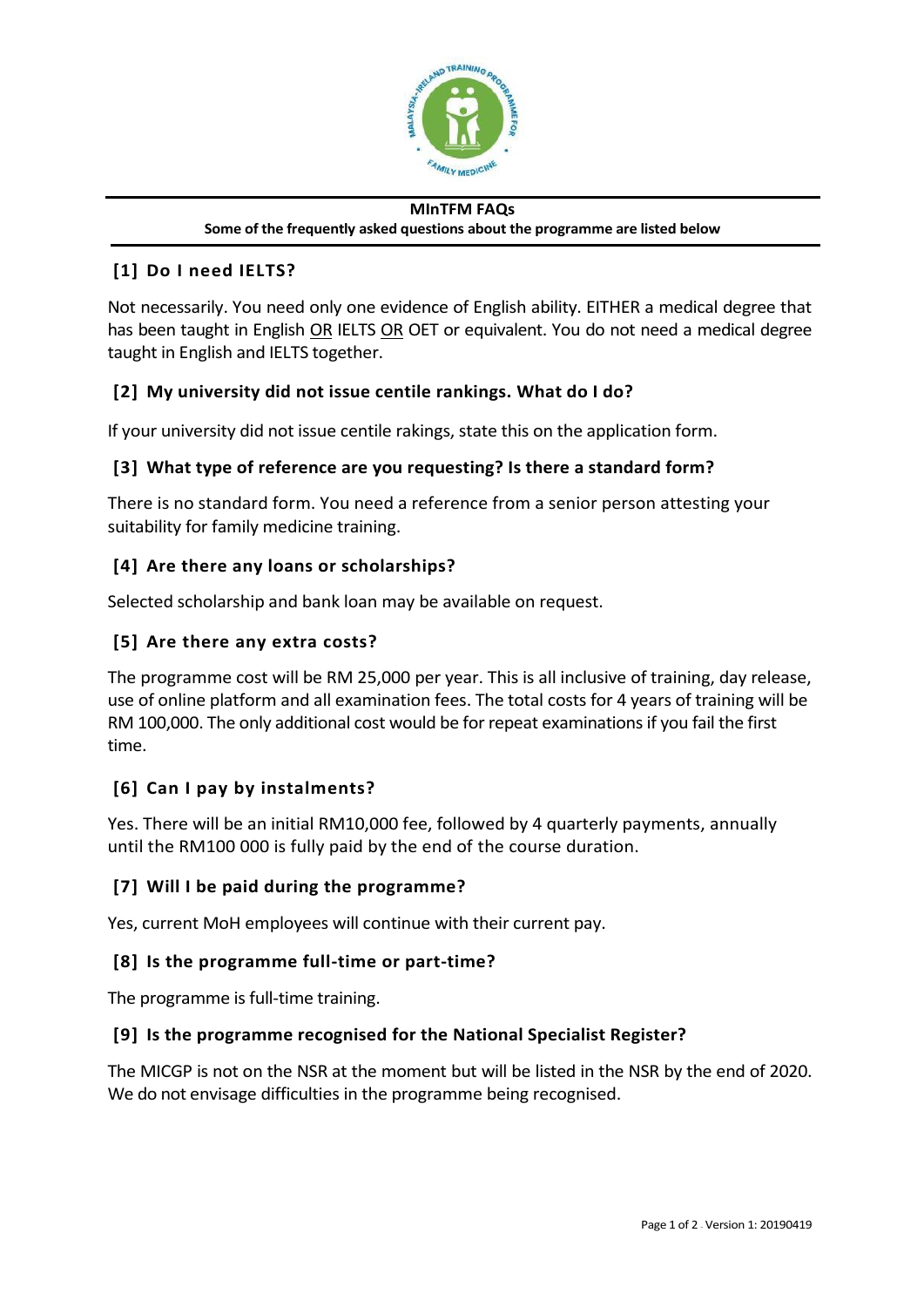**MInTFM FAQs**

**Some of the frequently asked questions about the programme are listed below**

### [1] Do I need IELTS?

Not necessarily. You need only one evidence of English ability. EITHER a medical degree that has been taught in English OR IELTS OR OET or equivalent. You do not need a medical degree taught in English and IELTS together.

### [2] My university did not issue centile rankings. What do I do?

If your university did not issue centile rakings, state this on the application form.

### [3] What type of reference are you requesting? Is there a standard form?

There is no standard form. You need a reference from a senior person attesting your suitability for family medicine training.

### [4] Are there any loans or scholarships?

Selected scholarship and bank loan may be available on request.

### [5] Are there any extra costs?

The programme cost will be RM 25,000 per year. This is all inclusive of training, day release, use of online platform and all examination fees. The total costs for 4 years of training will be RM 100,000. The only additional cost would be for repeat examinations if you fail the first time.

### [6] Can I pay by instalments?

Yes. There will be an initial RM10,000 fee, followed by 4 quarterly payments, annually until the RM100 000 is fully paid by the end of the course duration.

### [7] Will I be paid during the programme?

Yes, current MoH employees will continue with their current pay.

### [8] Is the programme full-time or part-time?

The programme is full-time training.

### [9] Is the programme recognised for the National Specialist Register?

The MICGP is not on the NSR at the moment but will be listed in the NSR by the end of 2020. We do not envisage difficulties in the programme being recognised.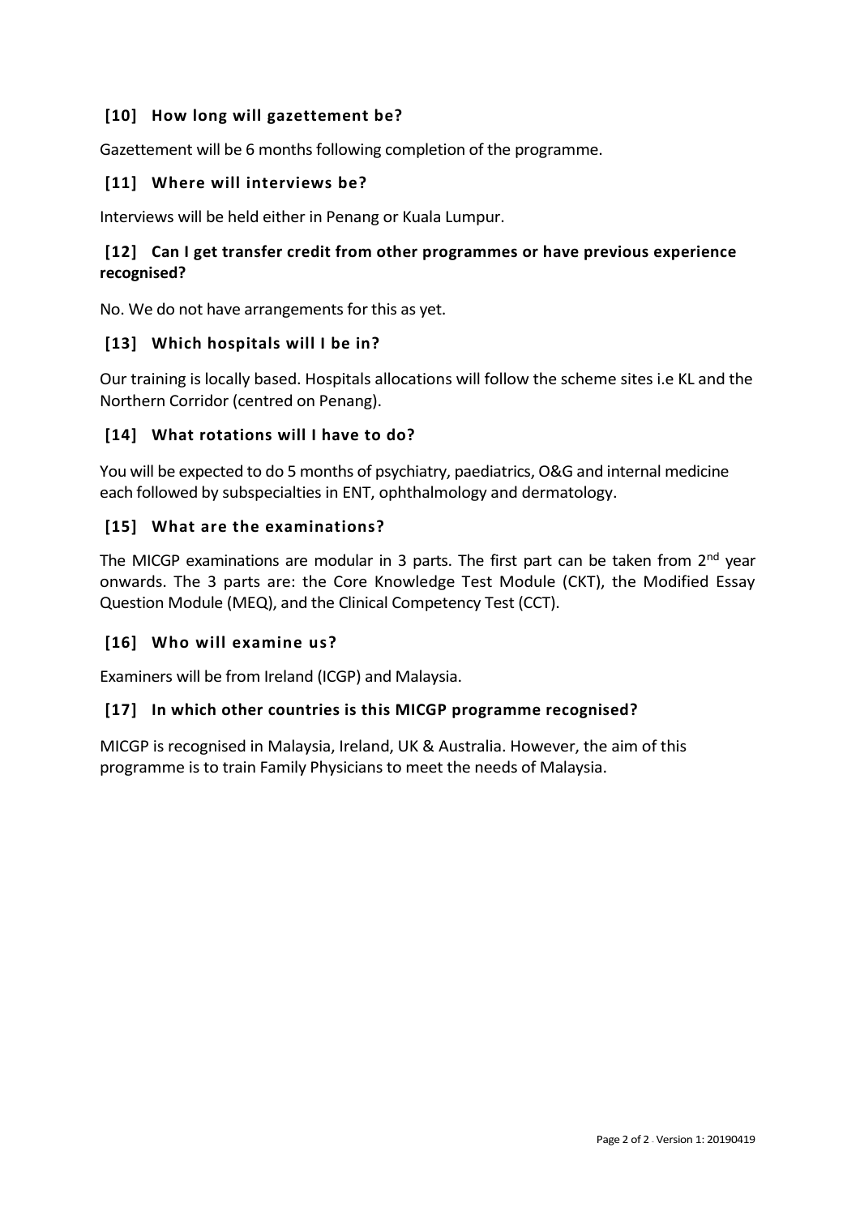### [10] How long will gazettement be?

Gazettement will be 6 months following completion of the programme.

### [11] Where will interviews be?

Interviews will be held either in Penang or Kuala Lumpur.

### [12] Can I get transfer credit from other programmes or have previous experience recognised?

No. We do not have arrangements for this as yet.

### [13] Which hospitals will I be in?

Our training is locally based. Hospitals allocations will follow the scheme sites i.e KL and the Northern Corridor (centred on Penang).

### [14] What rotations will I have to do?

You will be expected to do 5 months of psychiatry, paediatrics, O&G and internal medicine each followed by subspecialties in ENT, ophthalmology and dermatology.

### [15] What are the examinations?

The MICGP examinations are modular in 3 parts. The first part can be taken from 2nd year onwards. The 3 parts are: the Core Knowledge Test Module (CKT), the Modified Essay Question Module (MEQ), and the Clinical Competency Test (CCT).

### [16] Who will examine us?

Examiners will be from Ireland (ICGP) and Malaysia.

### [17] In which other countries is this MICGP programme recognised?

MICGP is recognised in Malaysia, Ireland, UK & Australia. However, the aim of this programme is to train Family Physicians to meet the needs of Malaysia.

Version 1: 20190419